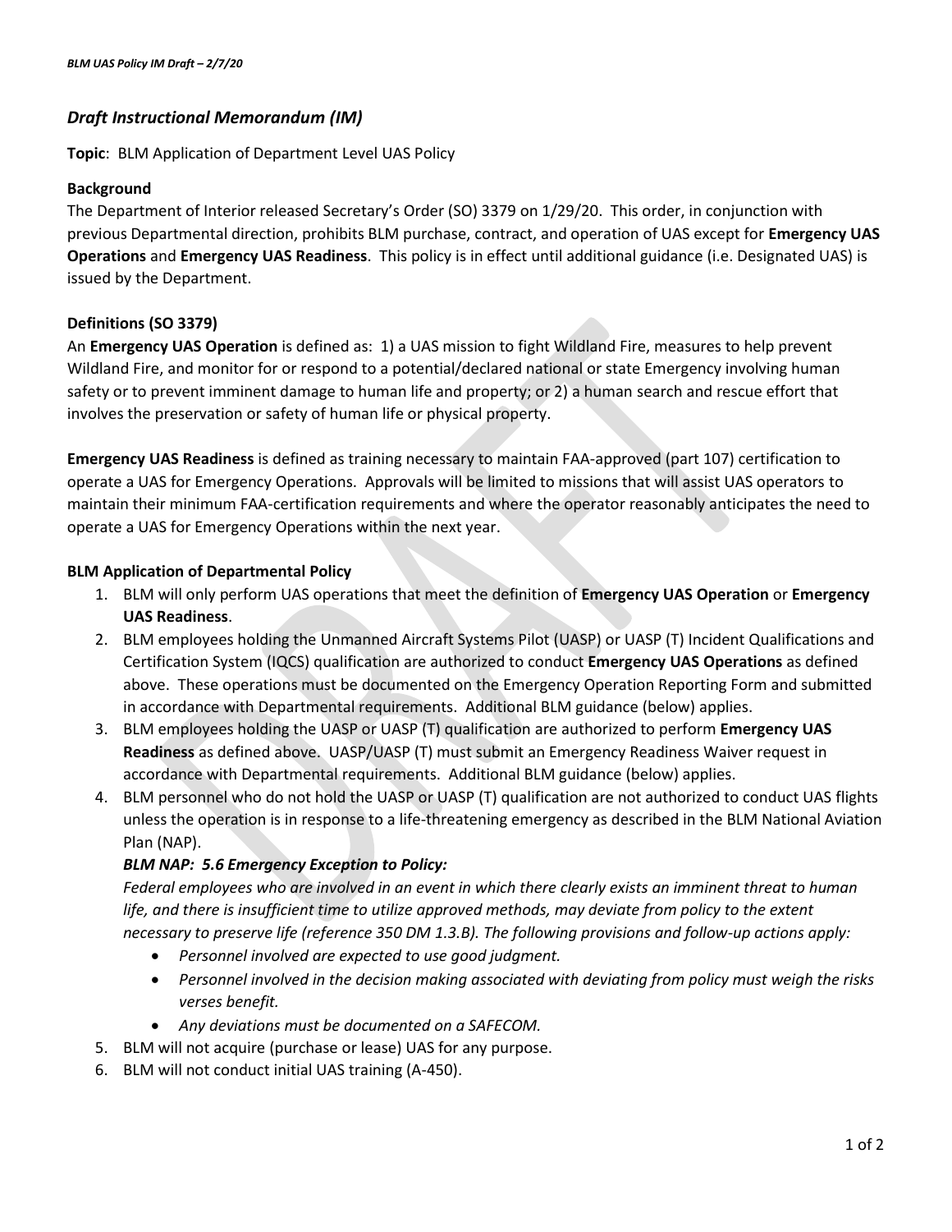## *Draft Instructional Memorandum (IM)*

**Topic**: BLM Application of Department Level UAS Policy

**Background**

The Department of Interior released Secretary's Order (SO) 3379 on 1/29/20. This order, in conjunction with previous Departmental direction, prohibits BLM purchase, contract, and operation of UAS except for **Emergency UAS Operations** and **Emergency UAS Readiness**. This policy is in effect until additional guidance (i.e. Designated UAS) is issued by the Department.

**Definitions (SO 3379)**

An **Emergency UAS Operation** is defined as: 1) a UAS mission to fight Wildland Fire, measures to help prevent Wildland Fire, and monitor for or respond to a potential/declared national or state Emergency involving human safety or to prevent imminent damage to human life and property; or 2) a human search and rescue effort that involves the preservation or safety of human life or physical property.

**Emergency UAS Readiness** is defined as training necessary to maintain FAA-approved (part 107) certification to operate a UAS for Emergency Operations. Approvals will be limited to missions that will assist UAS operators to maintain their minimum FAA-certification requirements and where the operator reasonably anticipates the need to operate a UAS for Emergency Operations within the next year.

**BLM Application of Departmental Policy**

1. BLM will only perform UAS operations that meet the definition of **Emergency UAS Operation** or **Emergency UAS Readiness**.
2. BLM employees holding the Unmanned Aircraft Systems Pilot (UASP) or UASP (T) Incident Qualifications and Certification System (IQCS) qualification are authorized to conduct **Emergency UAS Operations** as defined above. These operations must be documented on the Emergency Operation Reporting Form and submitted in accordance with Departmental requirements. Additional BLM guidance (below) applies.
3. BLM employees holding the UASP or UASP (T) qualification are authorized to perform **Emergency UAS Readiness** as defined above. UASP/UASP (T) must submit an Emergency Readiness Waiver request in accordance with Departmental requirements. Additional BLM guidance (below) applies.
4. BLM personnel who do not hold the UASP or UASP (T) qualification are not authorized to conduct UAS flights unless the operation is in response to a life-threatening emergency as described in the BLM National Aviation Plan (NAP).

   ***BLM NAP: 5.6 Emergency Exception to Policy:***

   *Federal employees who are involved in an event in which there clearly exists an imminent threat to human life, and there is insufficient time to utilize approved methods, may deviate from policy to the extent necessary to preserve life (reference 350 DM 1.3.B). The following provisions and follow-up actions apply:*

   - *Personnel involved are expected to use good judgment.*
   - *Personnel involved in the decision making associated with deviating from policy must weigh the risks verses benefit.*
   - *Any deviations must be documented on a SAFECOM.*
5. BLM will not acquire (purchase or lease) UAS for any purpose.
6. BLM will not conduct initial UAS training (A-450).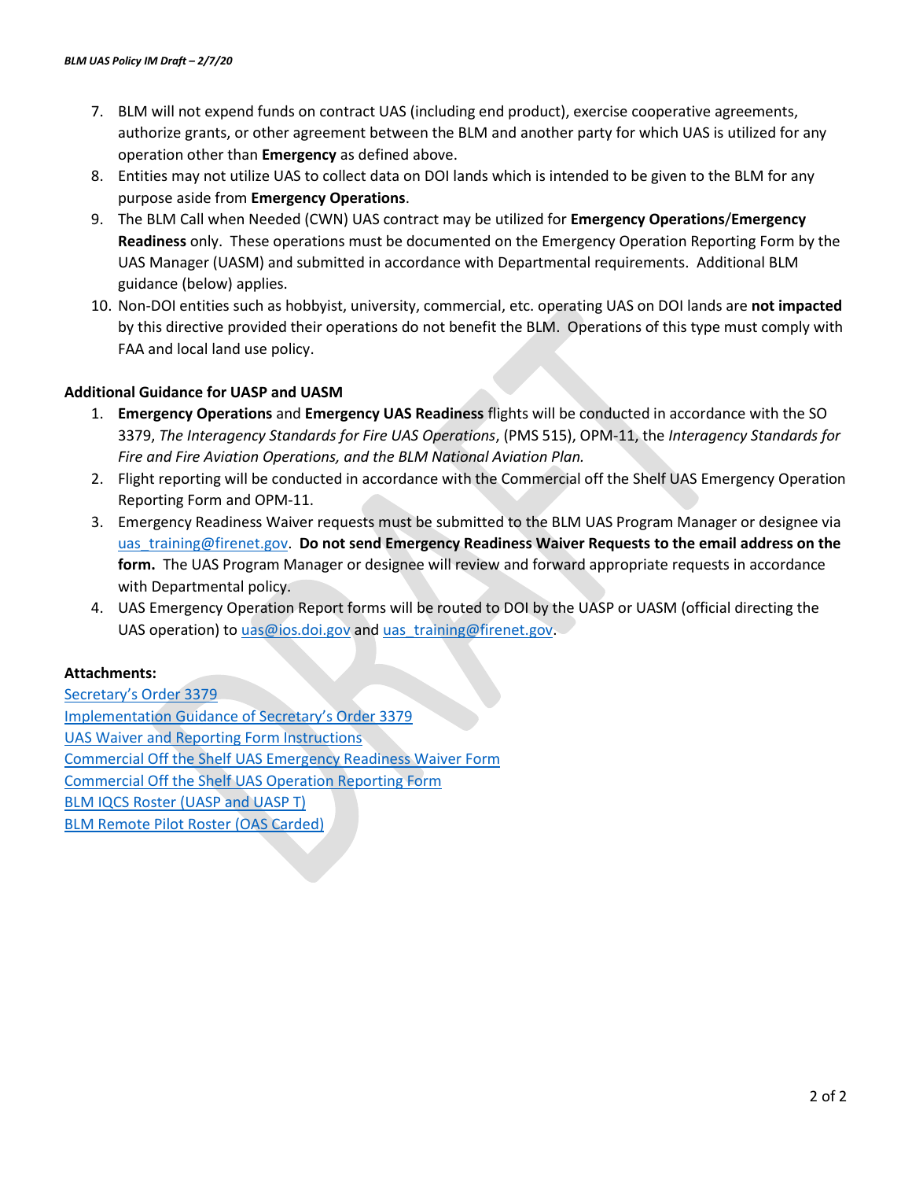7. BLM will not expend funds on contract UAS (including end product), exercise cooperative agreements, authorize grants, or other agreement between the BLM and another party for which UAS is utilized for any operation other than **Emergency** as defined above.
8. Entities may not utilize UAS to collect data on DOI lands which is intended to be given to the BLM for any purpose aside from **Emergency Operations**.
9. The BLM Call when Needed (CWN) UAS contract may be utilized for **Emergency Operations**/**Emergency Readiness** only. These operations must be documented on the Emergency Operation Reporting Form by the UAS Manager (UASM) and submitted in accordance with Departmental requirements. Additional BLM guidance (below) applies.
10. Non-DOI entities such as hobbyist, university, commercial, etc. operating UAS on DOI lands are **not impacted** by this directive provided their operations do not benefit the BLM. Operations of this type must comply with FAA and local land use policy.

**Additional Guidance for UASP and UASM**

1. **Emergency Operations** and **Emergency UAS Readiness** flights will be conducted in accordance with the SO 3379, *The Interagency Standards for Fire UAS Operations*, (PMS 515), OPM-11, the *Interagency Standards for Fire and Fire Aviation Operations, and the BLM National Aviation Plan.*
2. Flight reporting will be conducted in accordance with the Commercial off the Shelf UAS Emergency Operation Reporting Form and OPM-11.
3. Emergency Readiness Waiver requests must be submitted to the BLM UAS Program Manager or designee via uas_training@firenet.gov. **Do not send Emergency Readiness Waiver Requests to the email address on the form.** The UAS Program Manager or designee will review and forward appropriate requests in accordance with Departmental policy.
4. UAS Emergency Operation Report forms will be routed to DOI by the UASP or UASM (official directing the UAS operation) to uas@ios.doi.gov and uas_training@firenet.gov.

**Attachments:**

Secretary's Order 3379
Implementation Guidance of Secretary's Order 3379
UAS Waiver and Reporting Form Instructions
Commercial Off the Shelf UAS Emergency Readiness Waiver Form
Commercial Off the Shelf UAS Operation Reporting Form
BLM IQCS Roster (UASP and UASP T)
BLM Remote Pilot Roster (OAS Carded)